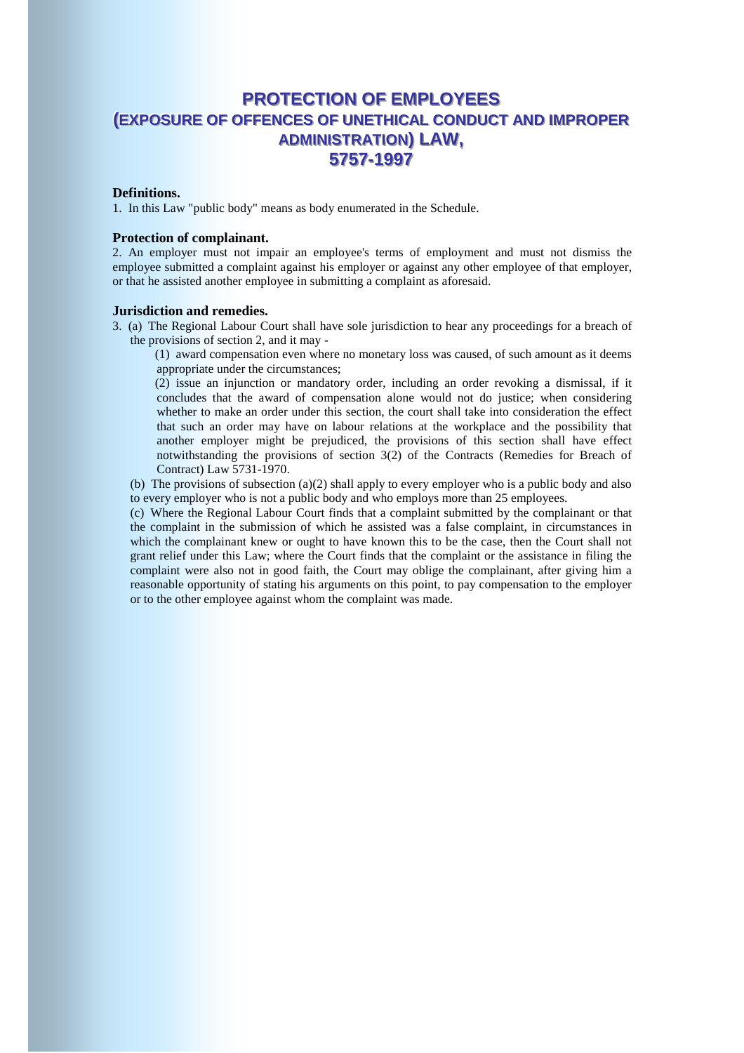# PROTECTION OF EMPLOYEES (EXPOSURE OF OFFENCES OF UNETHICAL CONDUCT AND IMPROPER ADMINISTRATION) LAW, 5757-1997

**Definitions.**

1. In this Law "public body" means as body enumerated in the Schedule.

**Protection of complainant.**

2. An employer must not impair an employee's terms of employment and must not dismiss the employee submitted a complaint against his employer or against any other employee of that employer, or that he assisted another employee in submitting a complaint as aforesaid.

**Jurisdiction and remedies.**

3. (a) The Regional Labour Court shall have sole jurisdiction to hear any proceedings for a breach of the provisions of section 2, and it may -

   (1) award compensation even where no monetary loss was caused, of such amount as it deems appropriate under the circumstances;

   (2) issue an injunction or mandatory order, including an order revoking a dismissal, if it concludes that the award of compensation alone would not do justice; when considering whether to make an order under this section, the court shall take into consideration the effect that such an order may have on labour relations at the workplace and the possibility that another employer might be prejudiced, the provisions of this section shall have effect notwithstanding the provisions of section 3(2) of the Contracts (Remedies for Breach of Contract) Law 5731-1970.

   (b) The provisions of subsection (a)(2) shall apply to every employer who is a public body and also to every employer who is not a public body and who employs more than 25 employees.

   (c) Where the Regional Labour Court finds that a complaint submitted by the complainant or that the complaint in the submission of which he assisted was a false complaint, in circumstances in which the complainant knew or ought to have known this to be the case, then the Court shall not grant relief under this Law; where the Court finds that the complaint or the assistance in filing the complaint were also not in good faith, the Court may oblige the complainant, after giving him a reasonable opportunity of stating his arguments on this point, to pay compensation to the employer or to the other employee against whom the complaint was made.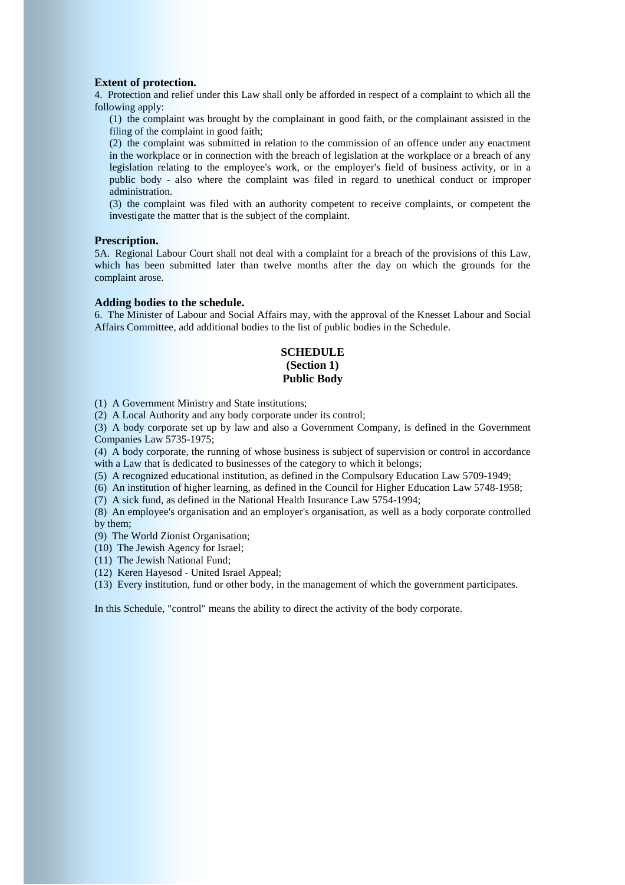**Extent of protection.**

4. Protection and relief under this Law shall only be afforded in respect of a complaint to which all the following apply:

(1) the complaint was brought by the complainant in good faith, or the complainant assisted in the filing of the complaint in good faith;

(2) the complaint was submitted in relation to the commission of an offence under any enactment in the workplace or in connection with the breach of legislation at the workplace or a breach of any legislation relating to the employee's work, or the employer's field of business activity, or in a public body - also where the complaint was filed in regard to unethical conduct or improper administration.

(3) the complaint was filed with an authority competent to receive complaints, or competent the investigate the matter that is the subject of the complaint.

**Prescription.**

5A. Regional Labour Court shall not deal with a complaint for a breach of the provisions of this Law, which has been submitted later than twelve months after the day on which the grounds for the complaint arose.

**Adding bodies to the schedule.**

6. The Minister of Labour and Social Affairs may, with the approval of the Knesset Labour and Social Affairs Committee, add additional bodies to the list of public bodies in the Schedule.

**SCHEDULE**
**(Section 1)**
**Public Body**

(1) A Government Ministry and State institutions;

(2) A Local Authority and any body corporate under its control;

(3) A body corporate set up by law and also a Government Company, is defined in the Government Companies Law 5735-1975;

(4) A body corporate, the running of whose business is subject of supervision or control in accordance with a Law that is dedicated to businesses of the category to which it belongs;

(5) A recognized educational institution, as defined in the Compulsory Education Law 5709-1949;

(6) An institution of higher learning, as defined in the Council for Higher Education Law 5748-1958;

(7) A sick fund, as defined in the National Health Insurance Law 5754-1994;

(8) An employee's organisation and an employer's organisation, as well as a body corporate controlled by them;

(9) The World Zionist Organisation;

(10) The Jewish Agency for Israel;

(11) The Jewish National Fund;

(12) Keren Hayesod - United Israel Appeal;

(13) Every institution, fund or other body, in the management of which the government participates.

In this Schedule, "control" means the ability to direct the activity of the body corporate.